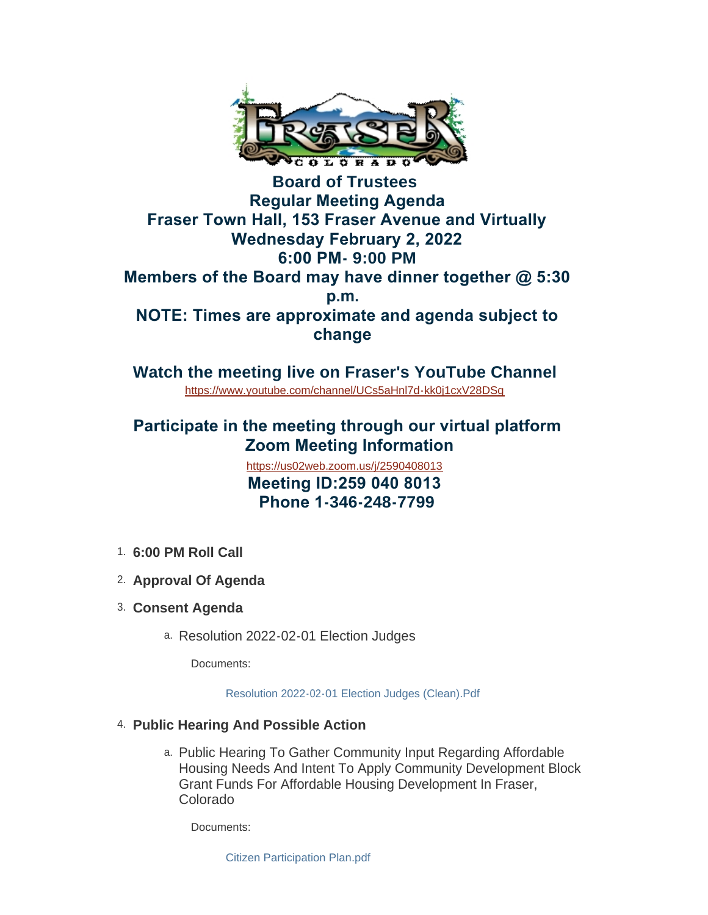# Board of Trustees
# Regular Meeting Agenda
# Fraser Town Hall, 153 Fraser Avenue and Virtually
# Wednesday February 2, 2022
# 6:00 PM- 9:00 PM
# Members of the Board may have dinner together @ 5:30 p.m.
# NOTE: Times are approximate and agenda subject to change

## Watch the meeting live on Fraser's YouTube Channel

https://www.youtube.com/channel/UCs5aHnl7d-kk0j1cxV28DSg

## Participate in the meeting through our virtual platform
## Zoom Meeting Information

https://us02web.zoom.us/j/2590408013

## Meeting ID:259 040 8013
## Phone 1-346-248-7799

1. **6:00 PM Roll Call**
2. **Approval Of Agenda**
3. **Consent Agenda**
   a. Resolution 2022-02-01 Election Judges

      Documents:

      Resolution 2022-02-01 Election Judges (Clean).Pdf

4. **Public Hearing And Possible Action**
   a. Public Hearing To Gather Community Input Regarding Affordable Housing Needs And Intent To Apply Community Development Block Grant Funds For Affordable Housing Development In Fraser, Colorado

      Documents:

      Citizen Participation Plan.pdf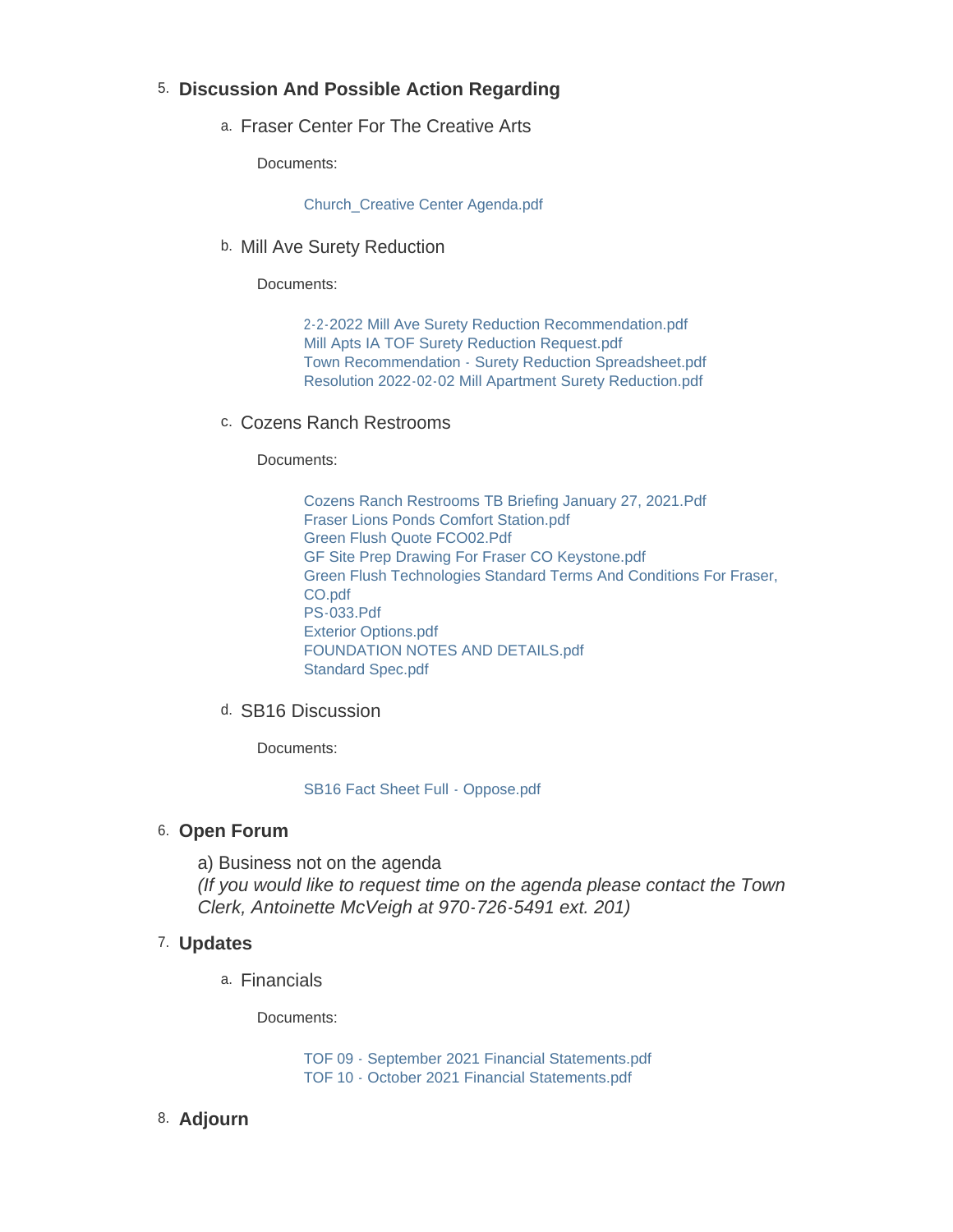5. **Discussion And Possible Action Regarding**

   a. Fraser Center For The Creative Arts

      Documents:

      Church_Creative Center Agenda.pdf

   b. Mill Ave Surety Reduction

      Documents:

      2-2-2022 Mill Ave Surety Reduction Recommendation.pdf
      Mill Apts IA TOF Surety Reduction Request.pdf
      Town Recommendation - Surety Reduction Spreadsheet.pdf
      Resolution 2022-02-02 Mill Apartment Surety Reduction.pdf

   c. Cozens Ranch Restrooms

      Documents:

      Cozens Ranch Restrooms TB Briefing January 27, 2021.Pdf
      Fraser Lions Ponds Comfort Station.pdf
      Green Flush Quote FCO02.Pdf
      GF Site Prep Drawing For Fraser CO Keystone.pdf
      Green Flush Technologies Standard Terms And Conditions For Fraser, CO.pdf
      PS-033.Pdf
      Exterior Options.pdf
      FOUNDATION NOTES AND DETAILS.pdf
      Standard Spec.pdf

   d. SB16 Discussion

      Documents:

      SB16 Fact Sheet Full - Oppose.pdf

6. **Open Forum**

   a) Business not on the agenda
   *(If you would like to request time on the agenda please contact the Town Clerk, Antoinette McVeigh at 970-726-5491 ext. 201)*

7. **Updates**

   a. Financials

      Documents:

      TOF 09 - September 2021 Financial Statements.pdf
      TOF 10 - October 2021 Financial Statements.pdf

8. **Adjourn**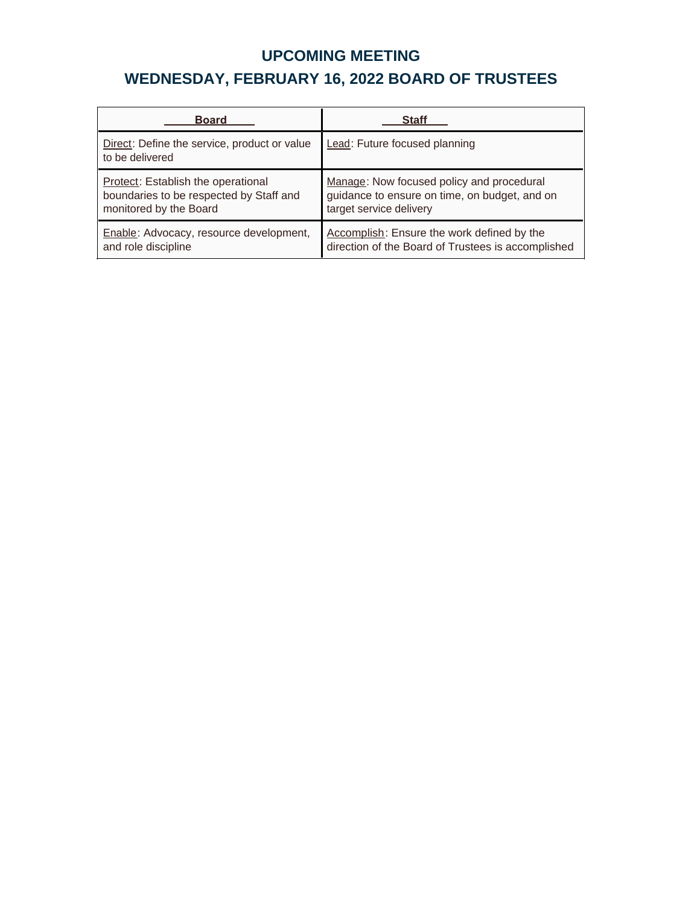## UPCOMING MEETING

## WEDNESDAY, FEBRUARY 16, 2022 BOARD OF TRUSTEES

| Board | Staff |
|---|---|
| Direct: Define the service, product or value to be delivered | Lead: Future focused planning |
| Protect: Establish the operational boundaries to be respected by Staff and monitored by the Board | Manage: Now focused policy and procedural guidance to ensure on time, on budget, and on target service delivery |
| Enable: Advocacy, resource development, and role discipline | Accomplish: Ensure the work defined by the direction of the Board of Trustees is accomplished |